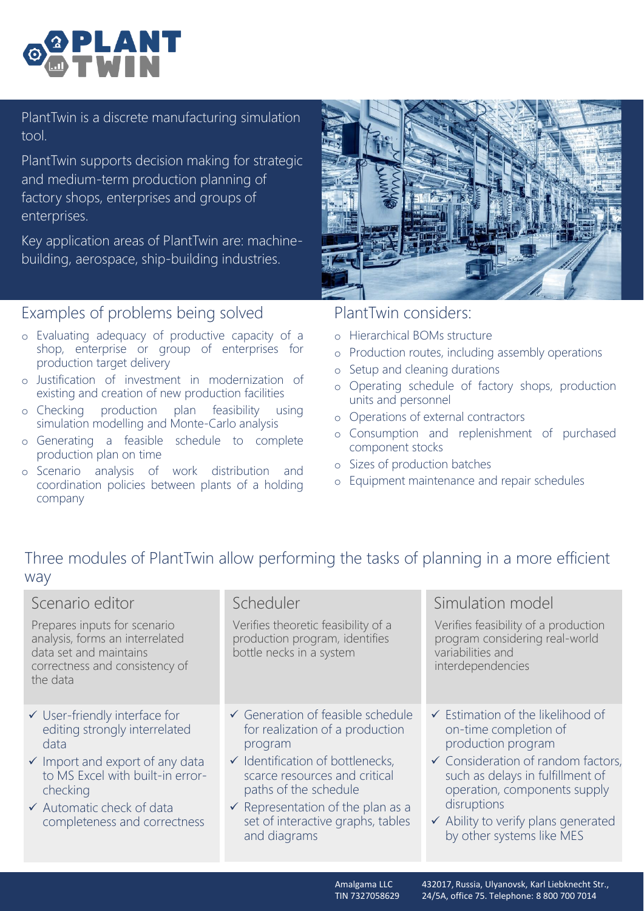# PLANT TWIN

PlantTwin is a discrete manufacturing simulation tool.

PlantTwin supports decision making for strategic and medium-term production planning of factory shops, enterprises and groups of enterprises.

Key application areas of PlantTwin are: machine-building, aerospace, ship-building industries.

## Examples of problems being solved

- Evaluating adequacy of productive capacity of a shop, enterprise or group of enterprises for production target delivery
- Justification of investment in modernization of existing and creation of new production facilities
- Checking production plan feasibility using simulation modelling and Monte-Carlo analysis
- Generating a feasible schedule to complete production plan on time
- Scenario analysis of work distribution and coordination policies between plants of a holding company

## PlantTwin considers:

- Hierarchical BOMs structure
- Production routes, including assembly operations
- Setup and cleaning durations
- Operating schedule of factory shops, production units and personnel
- Operations of external contractors
- Consumption and replenishment of purchased component stocks
- Sizes of production batches
- Equipment maintenance and repair schedules

## Three modules of PlantTwin allow performing the tasks of planning in a more efficient way

### Scenario editor

Prepares inputs for scenario analysis, forms an interrelated data set and maintains correctness and consistency of the data

- ✓ User-friendly interface for editing strongly interrelated data
- ✓ Import and export of any data to MS Excel with built-in error-checking
- ✓ Automatic check of data completeness and correctness

### Scheduler

Verifies theoretic feasibility of a production program, identifies bottle necks in a system

- ✓ Generation of feasible schedule for realization of a production program
- ✓ Identification of bottlenecks, scarce resources and critical paths of the schedule
- ✓ Representation of the plan as a set of interactive graphs, tables and diagrams

### Simulation model

Verifies feasibility of a production program considering real-world variabilities and interdependencies

- ✓ Estimation of the likelihood of on-time completion of production program
- ✓ Consideration of random factors, such as delays in fulfillment of operation, components supply disruptions
- ✓ Ability to verify plans generated by other systems like MES

Amalgama LLC
TIN 7327058629

432017, Russia, Ulyanovsk, Karl Liebknecht Str., 24/5A, office 75. Telephone: 8 800 700 7014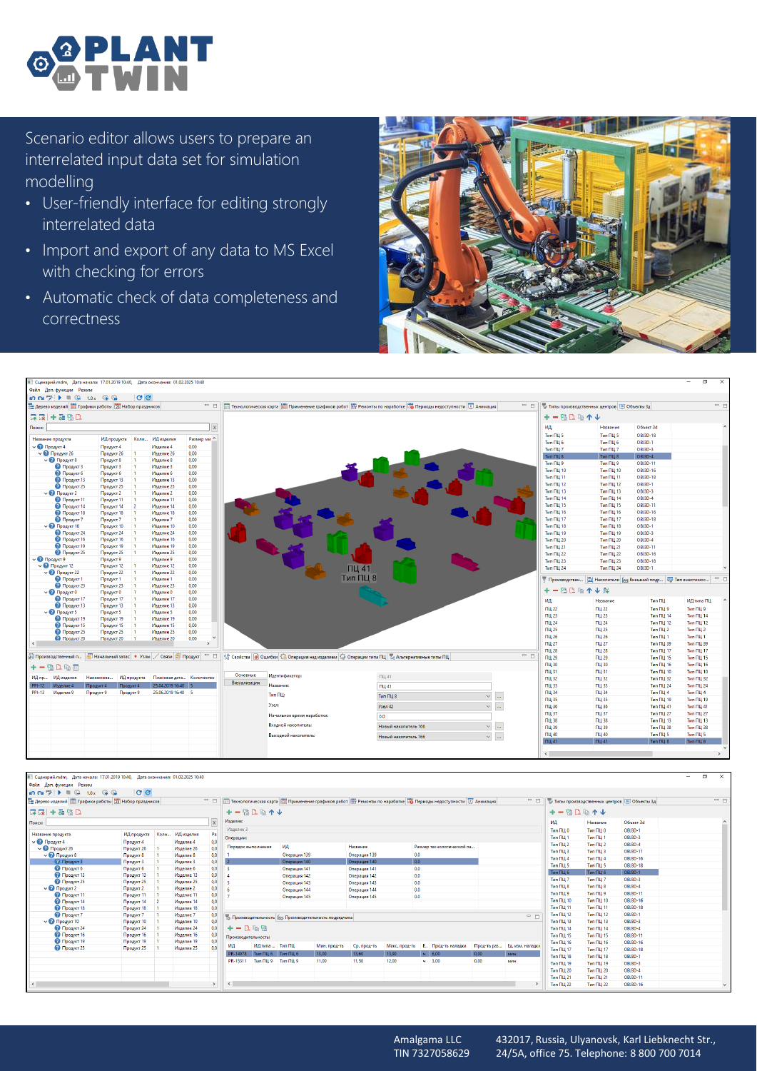Scenario editor allows users to prepare an interrelated input data set for simulation modelling

- User-friendly interface for editing strongly interrelated data
- Import and export of any data to MS Excel with checking for errors
- Automatic check of data completeness and correctness

Amalgama LLC
TIN 7327058629

432017, Russia, Ulyanovsk, Karl Liebknecht Str., 24/5A, office 75. Telephone: 8 800 700 7014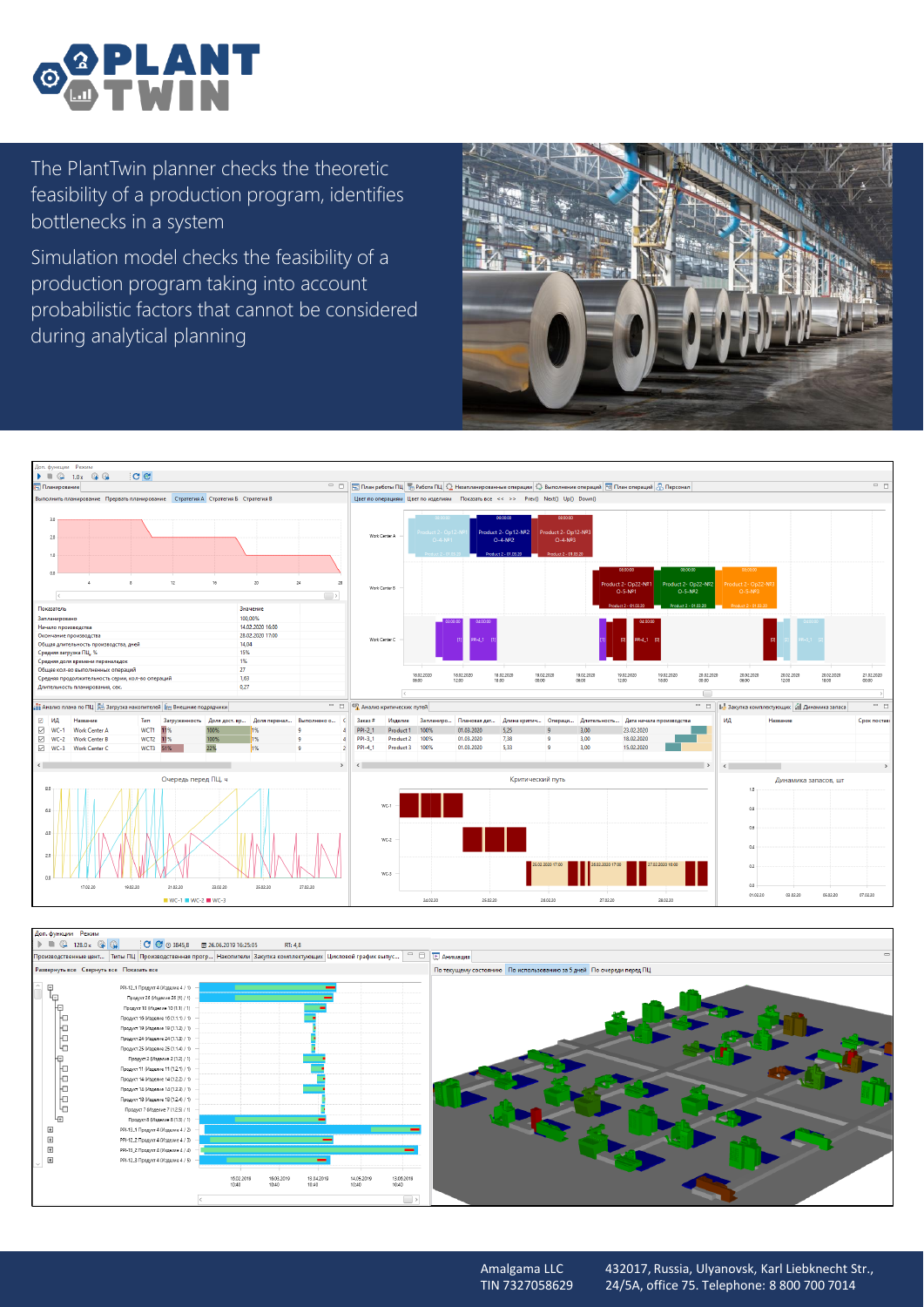# PLANT TWIN

The PlantTwin planner checks the theoretic feasibility of a production program, identifies bottlenecks in a system

Simulation model checks the feasibility of a production program taking into account probabilistic factors that cannot be considered during analytical planning

Amalgama LLC
TIN 7327058629

432017, Russia, Ulyanovsk, Karl Liebknecht Str., 24/5A, office 75. Telephone: 8 800 700 7014